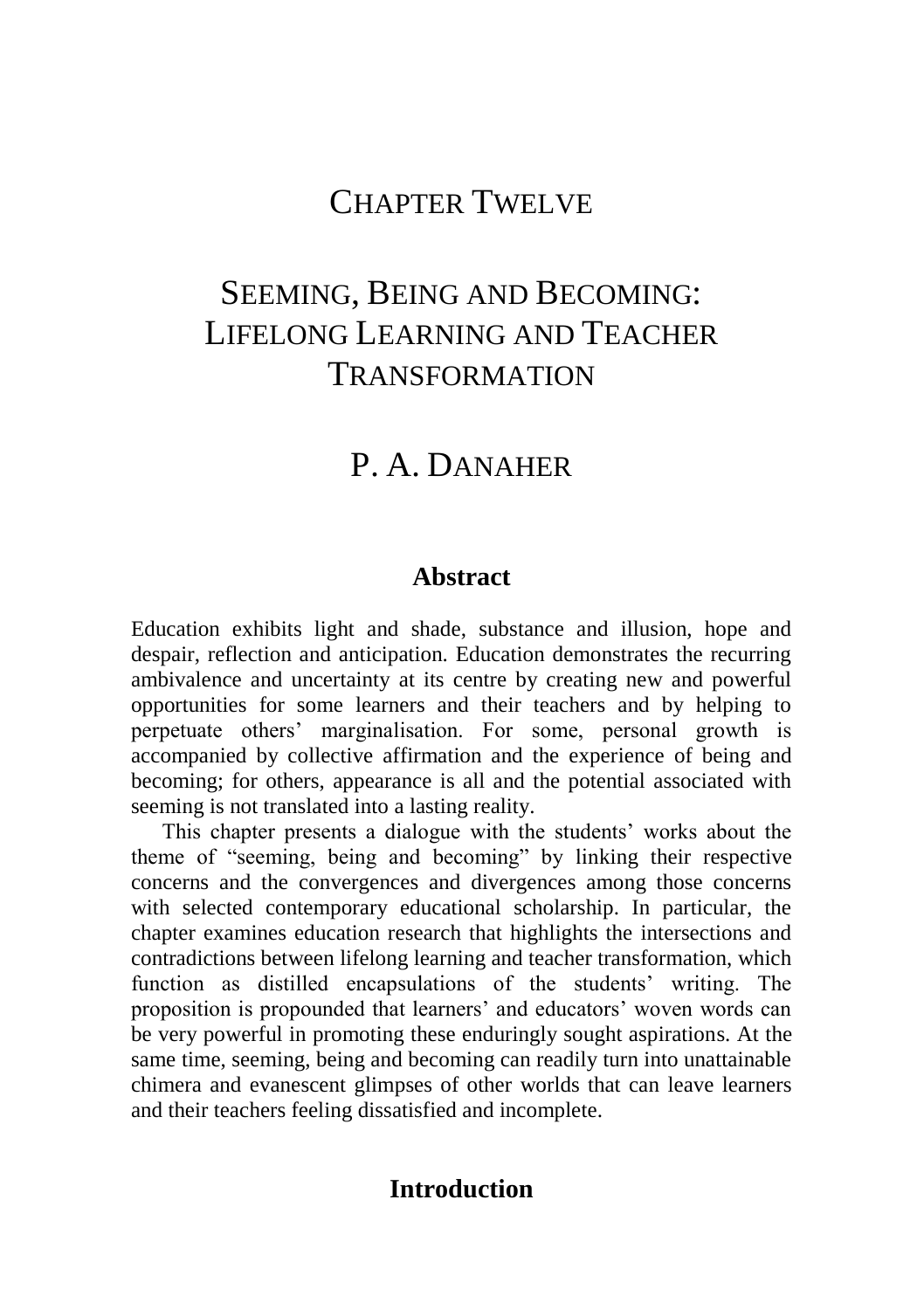# CHAPTER TWELVE

# SEEMING, BEING AND BECOMING: LIFELONG LEARNING AND TEACHER TRANSFORMATION

## P. A. DANAHER

### Abstract

Education exhibits light and shade, substance and illusion, hope and despair, reflection and anticipation. Education demonstrates the recurring ambivalence and uncertainty at its centre by creating new and powerful opportunities for some learners and their teachers and by helping to perpetuate others' marginalisation. For some, personal growth is accompanied by collective affirmation and the experience of being and becoming; for others, appearance is all and the potential associated with seeming is not translated into a lasting reality.

This chapter presents a dialogue with the students' works about the theme of "seeming, being and becoming" by linking their respective concerns and the convergences and divergences among those concerns with selected contemporary educational scholarship. In particular, the chapter examines education research that highlights the intersections and contradictions between lifelong learning and teacher transformation, which function as distilled encapsulations of the students' writing. The proposition is propounded that learners' and educators' woven words can be very powerful in promoting these enduringly sought aspirations. At the same time, seeming, being and becoming can readily turn into unattainable chimera and evanescent glimpses of other worlds that can leave learners and their teachers feeling dissatisfied and incomplete.

### Introduction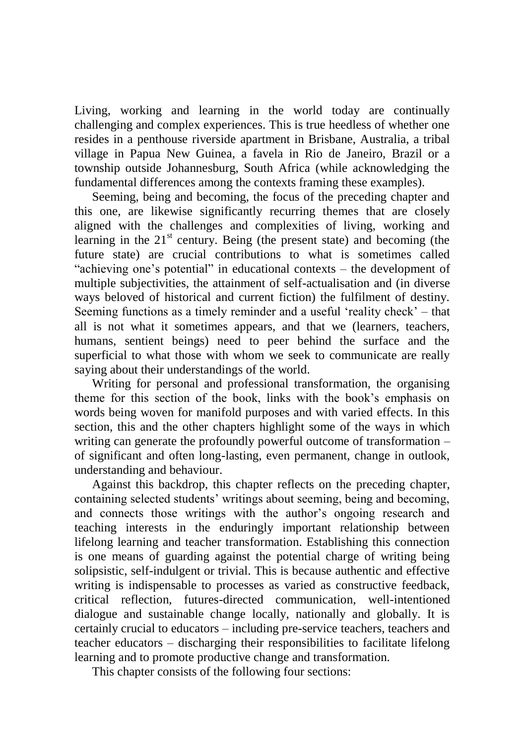Living, working and learning in the world today are continually challenging and complex experiences. This is true heedless of whether one resides in a penthouse riverside apartment in Brisbane, Australia, a tribal village in Papua New Guinea, a favela in Rio de Janeiro, Brazil or a township outside Johannesburg, South Africa (while acknowledging the fundamental differences among the contexts framing these examples).

Seeming, being and becoming, the focus of the preceding chapter and this one, are likewise significantly recurring themes that are closely aligned with the challenges and complexities of living, working and learning in the 21st century. Being (the present state) and becoming (the future state) are crucial contributions to what is sometimes called "achieving one's potential" in educational contexts – the development of multiple subjectivities, the attainment of self-actualisation and (in diverse ways beloved of historical and current fiction) the fulfilment of destiny. Seeming functions as a timely reminder and a useful 'reality check' – that all is not what it sometimes appears, and that we (learners, teachers, humans, sentient beings) need to peer behind the surface and the superficial to what those with whom we seek to communicate are really saying about their understandings of the world.

Writing for personal and professional transformation, the organising theme for this section of the book, links with the book's emphasis on words being woven for manifold purposes and with varied effects. In this section, this and the other chapters highlight some of the ways in which writing can generate the profoundly powerful outcome of transformation – of significant and often long-lasting, even permanent, change in outlook, understanding and behaviour.

Against this backdrop, this chapter reflects on the preceding chapter, containing selected students' writings about seeming, being and becoming, and connects those writings with the author's ongoing research and teaching interests in the enduringly important relationship between lifelong learning and teacher transformation. Establishing this connection is one means of guarding against the potential charge of writing being solipsistic, self-indulgent or trivial. This is because authentic and effective writing is indispensable to processes as varied as constructive feedback, critical reflection, futures-directed communication, well-intentioned dialogue and sustainable change locally, nationally and globally. It is certainly crucial to educators – including pre-service teachers, teachers and teacher educators – discharging their responsibilities to facilitate lifelong learning and to promote productive change and transformation.

This chapter consists of the following four sections: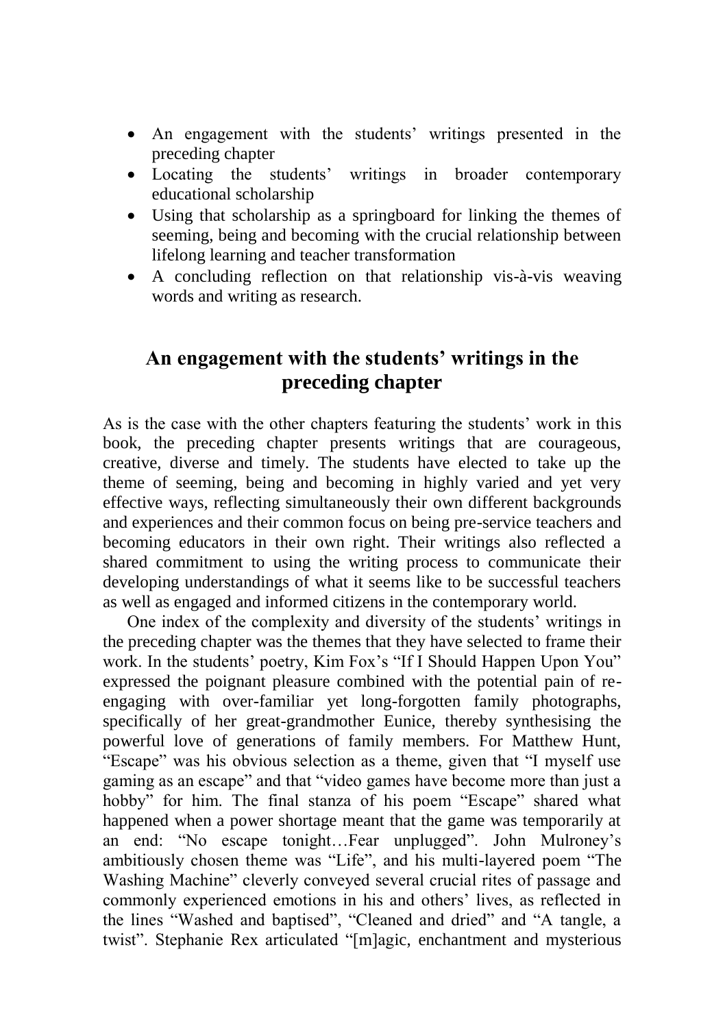- An engagement with the students' writings presented in the preceding chapter
- Locating the students' writings in broader contemporary educational scholarship
- Using that scholarship as a springboard for linking the themes of seeming, being and becoming with the crucial relationship between lifelong learning and teacher transformation
- A concluding reflection on that relationship vis-à-vis weaving words and writing as research.

## An engagement with the students' writings in the preceding chapter

As is the case with the other chapters featuring the students' work in this book, the preceding chapter presents writings that are courageous, creative, diverse and timely. The students have elected to take up the theme of seeming, being and becoming in highly varied and yet very effective ways, reflecting simultaneously their own different backgrounds and experiences and their common focus on being pre-service teachers and becoming educators in their own right. Their writings also reflected a shared commitment to using the writing process to communicate their developing understandings of what it seems like to be successful teachers as well as engaged and informed citizens in the contemporary world.

One index of the complexity and diversity of the students' writings in the preceding chapter was the themes that they have selected to frame their work. In the students' poetry, Kim Fox's "If I Should Happen Upon You" expressed the poignant pleasure combined with the potential pain of re-engaging with over-familiar yet long-forgotten family photographs, specifically of her great-grandmother Eunice, thereby synthesising the powerful love of generations of family members. For Matthew Hunt, "Escape" was his obvious selection as a theme, given that "I myself use gaming as an escape" and that "video games have become more than just a hobby" for him. The final stanza of his poem "Escape" shared what happened when a power shortage meant that the game was temporarily at an end: "No escape tonight…Fear unplugged". John Mulroney's ambitiously chosen theme was "Life", and his multi-layered poem "The Washing Machine" cleverly conveyed several crucial rites of passage and commonly experienced emotions in his and others' lives, as reflected in the lines "Washed and baptised", "Cleaned and dried" and "A tangle, a twist". Stephanie Rex articulated "[m]agic, enchantment and mysterious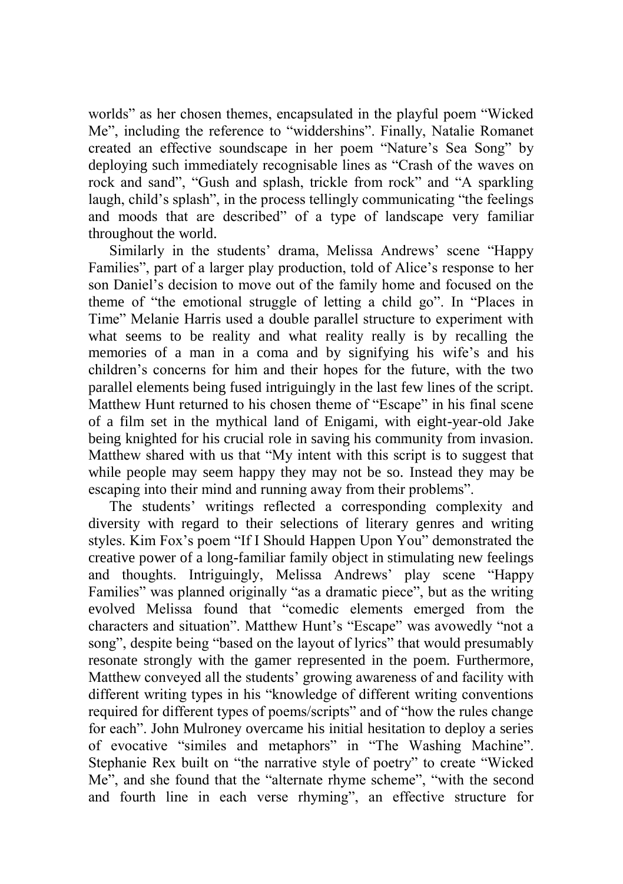worlds" as her chosen themes, encapsulated in the playful poem "Wicked Me", including the reference to "widdershins". Finally, Natalie Romanet created an effective soundscape in her poem "Nature's Sea Song" by deploying such immediately recognisable lines as "Crash of the waves on rock and sand", "Gush and splash, trickle from rock" and "A sparkling laugh, child's splash", in the process tellingly communicating "the feelings and moods that are described" of a type of landscape very familiar throughout the world.

Similarly in the students' drama, Melissa Andrews' scene "Happy Families", part of a larger play production, told of Alice's response to her son Daniel's decision to move out of the family home and focused on the theme of "the emotional struggle of letting a child go". In "Places in Time" Melanie Harris used a double parallel structure to experiment with what seems to be reality and what reality really is by recalling the memories of a man in a coma and by signifying his wife's and his children's concerns for him and their hopes for the future, with the two parallel elements being fused intriguingly in the last few lines of the script. Matthew Hunt returned to his chosen theme of "Escape" in his final scene of a film set in the mythical land of Enigami, with eight-year-old Jake being knighted for his crucial role in saving his community from invasion. Matthew shared with us that "My intent with this script is to suggest that while people may seem happy they may not be so. Instead they may be escaping into their mind and running away from their problems".

The students' writings reflected a corresponding complexity and diversity with regard to their selections of literary genres and writing styles. Kim Fox's poem "If I Should Happen Upon You" demonstrated the creative power of a long-familiar family object in stimulating new feelings and thoughts. Intriguingly, Melissa Andrews' play scene "Happy Families" was planned originally "as a dramatic piece", but as the writing evolved Melissa found that "comedic elements emerged from the characters and situation". Matthew Hunt's "Escape" was avowedly "not a song", despite being "based on the layout of lyrics" that would presumably resonate strongly with the gamer represented in the poem. Furthermore, Matthew conveyed all the students' growing awareness of and facility with different writing types in his "knowledge of different writing conventions required for different types of poems/scripts" and of "how the rules change for each". John Mulroney overcame his initial hesitation to deploy a series of evocative "similes and metaphors" in "The Washing Machine". Stephanie Rex built on "the narrative style of poetry" to create "Wicked Me", and she found that the "alternate rhyme scheme", "with the second and fourth line in each verse rhyming", an effective structure for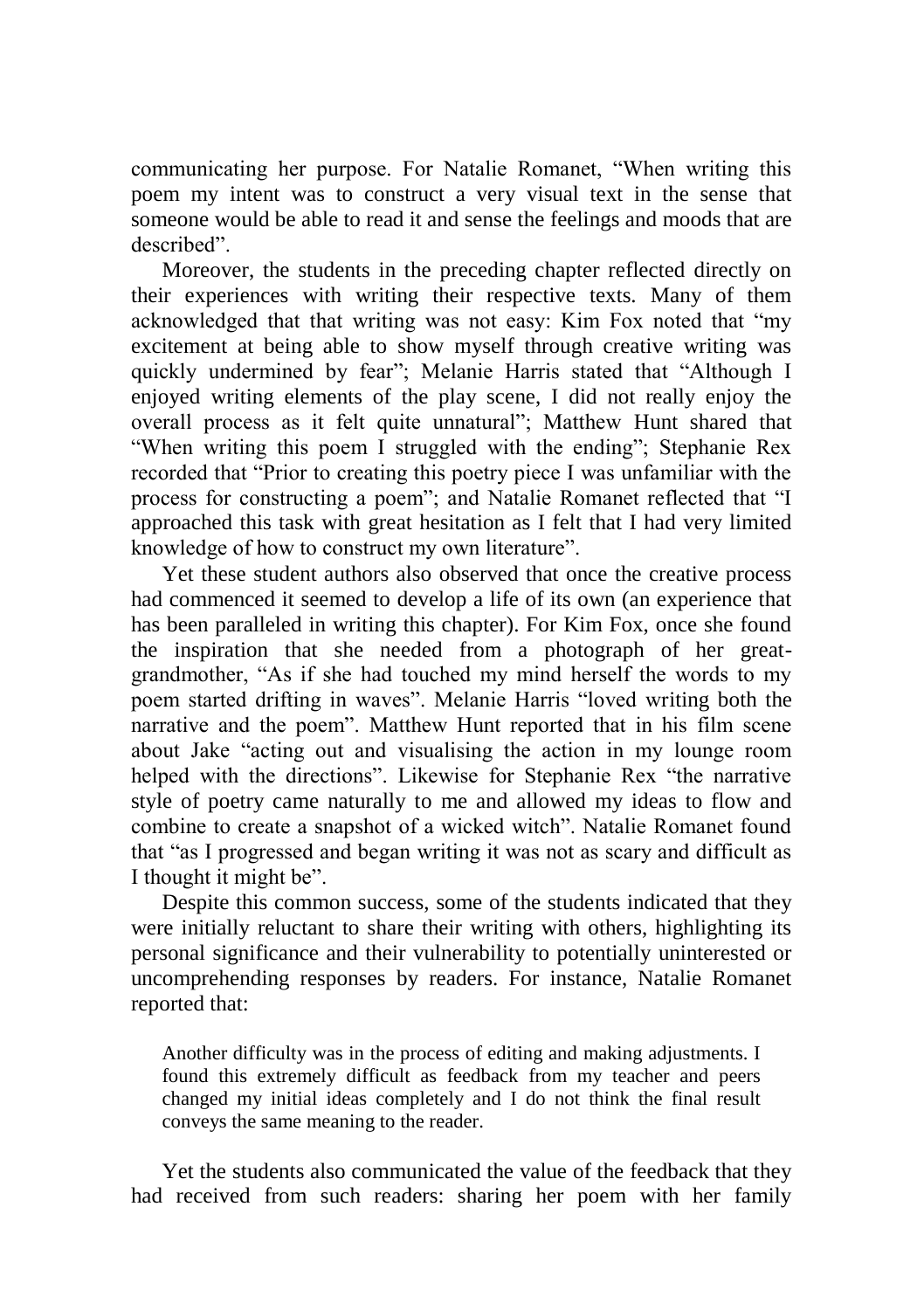communicating her purpose. For Natalie Romanet, "When writing this poem my intent was to construct a very visual text in the sense that someone would be able to read it and sense the feelings and moods that are described".

Moreover, the students in the preceding chapter reflected directly on their experiences with writing their respective texts. Many of them acknowledged that that writing was not easy: Kim Fox noted that "my excitement at being able to show myself through creative writing was quickly undermined by fear"; Melanie Harris stated that "Although I enjoyed writing elements of the play scene, I did not really enjoy the overall process as it felt quite unnatural"; Matthew Hunt shared that "When writing this poem I struggled with the ending"; Stephanie Rex recorded that "Prior to creating this poetry piece I was unfamiliar with the process for constructing a poem"; and Natalie Romanet reflected that "I approached this task with great hesitation as I felt that I had very limited knowledge of how to construct my own literature".

Yet these student authors also observed that once the creative process had commenced it seemed to develop a life of its own (an experience that has been paralleled in writing this chapter). For Kim Fox, once she found the inspiration that she needed from a photograph of her great-grandmother, "As if she had touched my mind herself the words to my poem started drifting in waves". Melanie Harris "loved writing both the narrative and the poem". Matthew Hunt reported that in his film scene about Jake "acting out and visualising the action in my lounge room helped with the directions". Likewise for Stephanie Rex "the narrative style of poetry came naturally to me and allowed my ideas to flow and combine to create a snapshot of a wicked witch". Natalie Romanet found that "as I progressed and began writing it was not as scary and difficult as I thought it might be".

Despite this common success, some of the students indicated that they were initially reluctant to share their writing with others, highlighting its personal significance and their vulnerability to potentially uninterested or uncomprehending responses by readers. For instance, Natalie Romanet reported that:

> Another difficulty was in the process of editing and making adjustments. I found this extremely difficult as feedback from my teacher and peers changed my initial ideas completely and I do not think the final result conveys the same meaning to the reader.

Yet the students also communicated the value of the feedback that they had received from such readers: sharing her poem with her family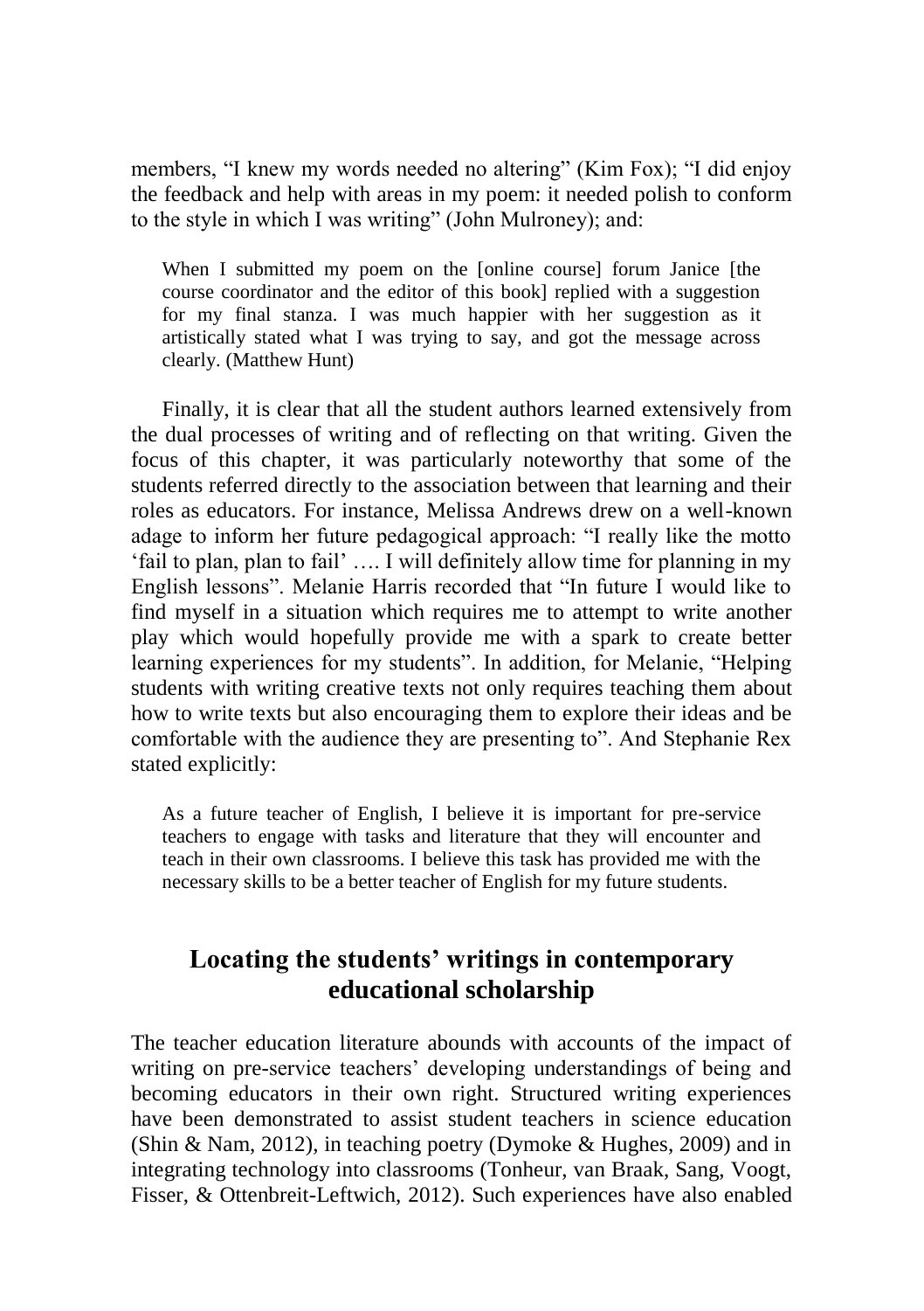members, “I knew my words needed no altering” (Kim Fox); “I did enjoy the feedback and help with areas in my poem: it needed polish to conform to the style in which I was writing” (John Mulroney); and:

> When I submitted my poem on the [online course] forum Janice [the course coordinator and the editor of this book] replied with a suggestion for my final stanza. I was much happier with her suggestion as it artistically stated what I was trying to say, and got the message across clearly. (Matthew Hunt)

Finally, it is clear that all the student authors learned extensively from the dual processes of writing and of reflecting on that writing. Given the focus of this chapter, it was particularly noteworthy that some of the students referred directly to the association between that learning and their roles as educators. For instance, Melissa Andrews drew on a well-known adage to inform her future pedagogical approach: “I really like the motto ‘fail to plan, plan to fail’ …. I will definitely allow time for planning in my English lessons”. Melanie Harris recorded that “In future I would like to find myself in a situation which requires me to attempt to write another play which would hopefully provide me with a spark to create better learning experiences for my students”. In addition, for Melanie, “Helping students with writing creative texts not only requires teaching them about how to write texts but also encouraging them to explore their ideas and be comfortable with the audience they are presenting to”. And Stephanie Rex stated explicitly:

> As a future teacher of English, I believe it is important for pre-service teachers to engage with tasks and literature that they will encounter and teach in their own classrooms. I believe this task has provided me with the necessary skills to be a better teacher of English for my future students.

## Locating the students’ writings in contemporary educational scholarship

The teacher education literature abounds with accounts of the impact of writing on pre-service teachers’ developing understandings of being and becoming educators in their own right. Structured writing experiences have been demonstrated to assist student teachers in science education (Shin & Nam, 2012), in teaching poetry (Dymoke & Hughes, 2009) and in integrating technology into classrooms (Tonheur, van Braak, Sang, Voogt, Fisser, & Ottenbreit-Leftwich, 2012). Such experiences have also enabled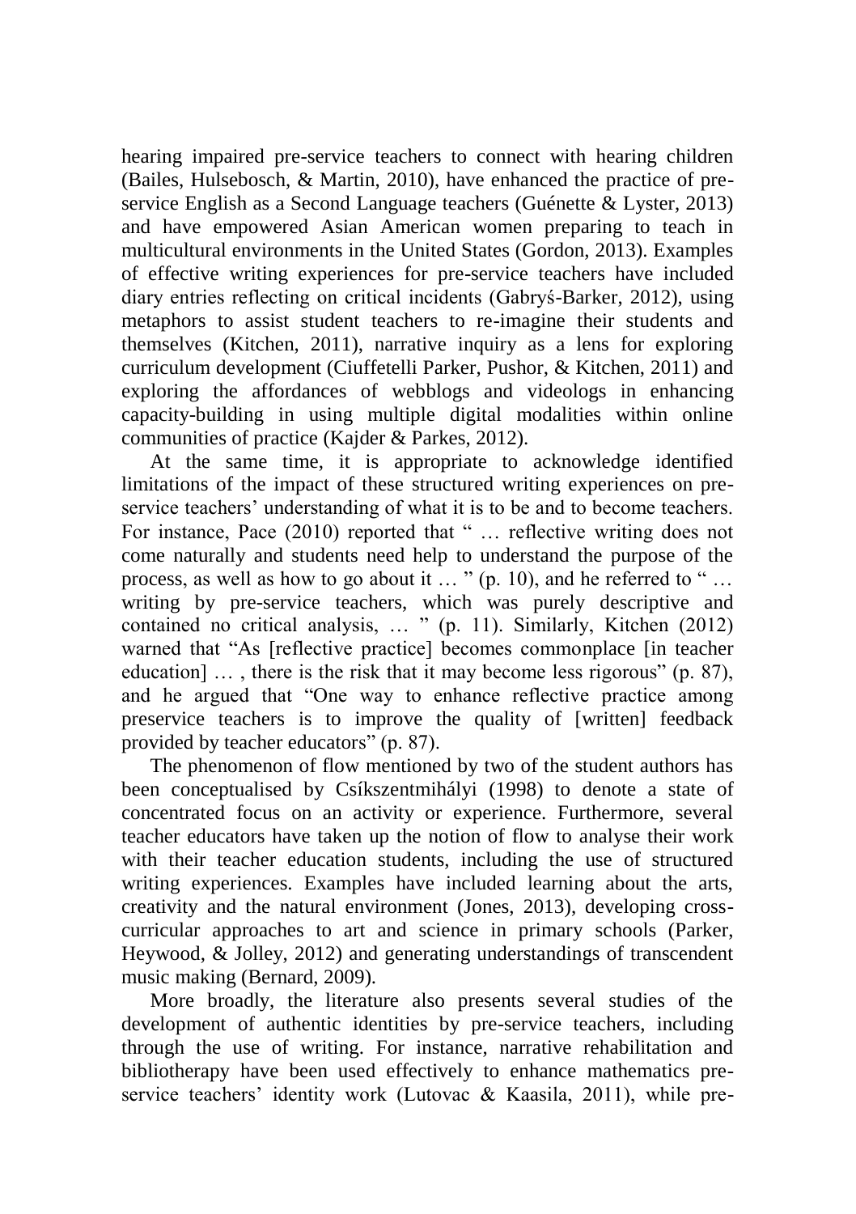hearing impaired pre-service teachers to connect with hearing children (Bailes, Hulsebosch, & Martin, 2010), have enhanced the practice of pre-service English as a Second Language teachers (Guénette & Lyster, 2013) and have empowered Asian American women preparing to teach in multicultural environments in the United States (Gordon, 2013). Examples of effective writing experiences for pre-service teachers have included diary entries reflecting on critical incidents (Gabryś-Barker, 2012), using metaphors to assist student teachers to re-imagine their students and themselves (Kitchen, 2011), narrative inquiry as a lens for exploring curriculum development (Ciuffetelli Parker, Pushor, & Kitchen, 2011) and exploring the affordances of webblogs and videologs in enhancing capacity-building in using multiple digital modalities within online communities of practice (Kajder & Parkes, 2012).

At the same time, it is appropriate to acknowledge identified limitations of the impact of these structured writing experiences on pre-service teachers' understanding of what it is to be and to become teachers. For instance, Pace (2010) reported that " … reflective writing does not come naturally and students need help to understand the purpose of the process, as well as how to go about it … " (p. 10), and he referred to " … writing by pre-service teachers, which was purely descriptive and contained no critical analysis, … " (p. 11). Similarly, Kitchen (2012) warned that "As [reflective practice] becomes commonplace [in teacher education] … , there is the risk that it may become less rigorous" (p. 87), and he argued that "One way to enhance reflective practice among preservice teachers is to improve the quality of [written] feedback provided by teacher educators" (p. 87).

The phenomenon of flow mentioned by two of the student authors has been conceptualised by Csíkszentmihályi (1998) to denote a state of concentrated focus on an activity or experience. Furthermore, several teacher educators have taken up the notion of flow to analyse their work with their teacher education students, including the use of structured writing experiences. Examples have included learning about the arts, creativity and the natural environment (Jones, 2013), developing cross-curricular approaches to art and science in primary schools (Parker, Heywood, & Jolley, 2012) and generating understandings of transcendent music making (Bernard, 2009).

More broadly, the literature also presents several studies of the development of authentic identities by pre-service teachers, including through the use of writing. For instance, narrative rehabilitation and bibliotherapy have been used effectively to enhance mathematics pre-service teachers' identity work (Lutovac & Kaasila, 2011), while pre-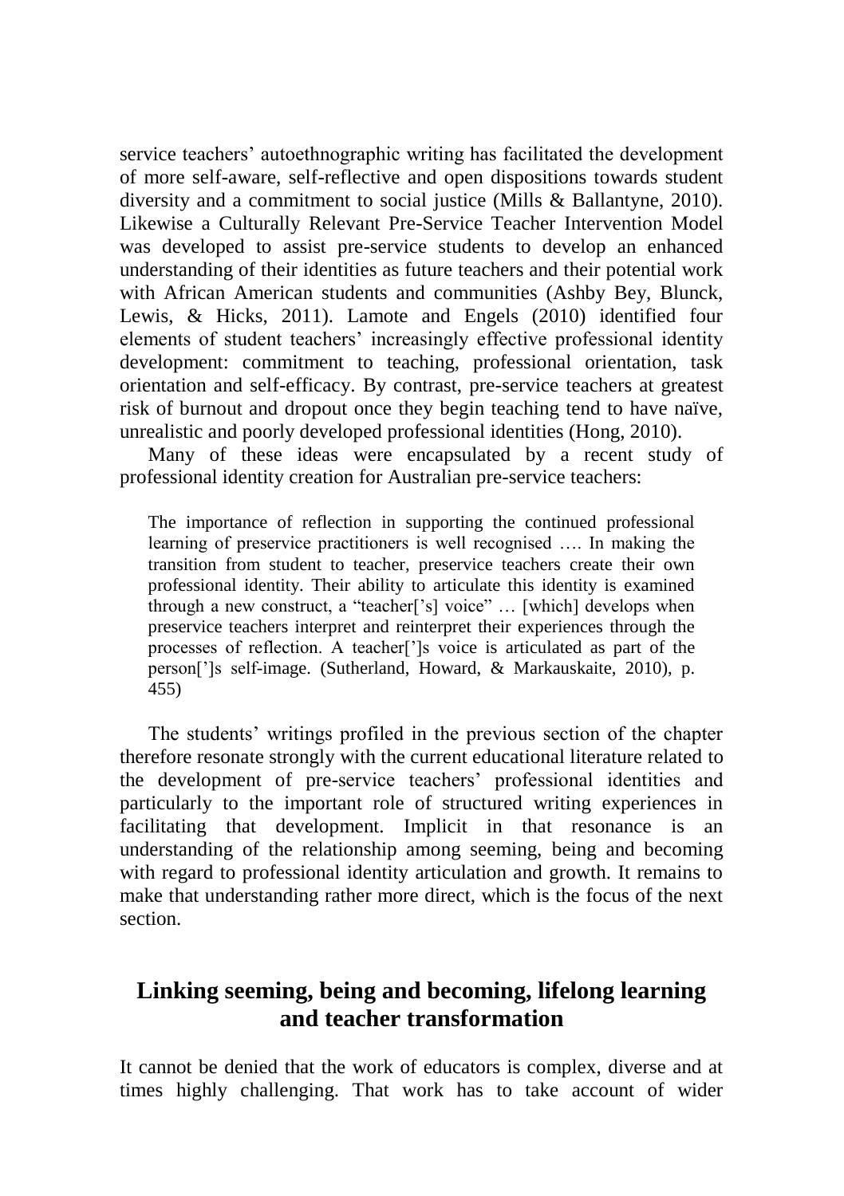service teachers' autoethnographic writing has facilitated the development of more self-aware, self-reflective and open dispositions towards student diversity and a commitment to social justice (Mills & Ballantyne, 2010). Likewise a Culturally Relevant Pre-Service Teacher Intervention Model was developed to assist pre-service students to develop an enhanced understanding of their identities as future teachers and their potential work with African American students and communities (Ashby Bey, Blunck, Lewis, & Hicks, 2011). Lamote and Engels (2010) identified four elements of student teachers' increasingly effective professional identity development: commitment to teaching, professional orientation, task orientation and self-efficacy. By contrast, pre-service teachers at greatest risk of burnout and dropout once they begin teaching tend to have naïve, unrealistic and poorly developed professional identities (Hong, 2010).

Many of these ideas were encapsulated by a recent study of professional identity creation for Australian pre-service teachers:

> The importance of reflection in supporting the continued professional learning of preservice practitioners is well recognised …. In making the transition from student to teacher, preservice teachers create their own professional identity. Their ability to articulate this identity is examined through a new construct, a "teacher['s] voice" … [which] develops when preservice teachers interpret and reinterpret their experiences through the processes of reflection. A teacher[']s voice is articulated as part of the person[']s self-image. (Sutherland, Howard, & Markauskaite, 2010), p. 455)

The students' writings profiled in the previous section of the chapter therefore resonate strongly with the current educational literature related to the development of pre-service teachers' professional identities and particularly to the important role of structured writing experiences in facilitating that development. Implicit in that resonance is an understanding of the relationship among seeming, being and becoming with regard to professional identity articulation and growth. It remains to make that understanding rather more direct, which is the focus of the next section.

## Linking seeming, being and becoming, lifelong learning and teacher transformation

It cannot be denied that the work of educators is complex, diverse and at times highly challenging. That work has to take account of wider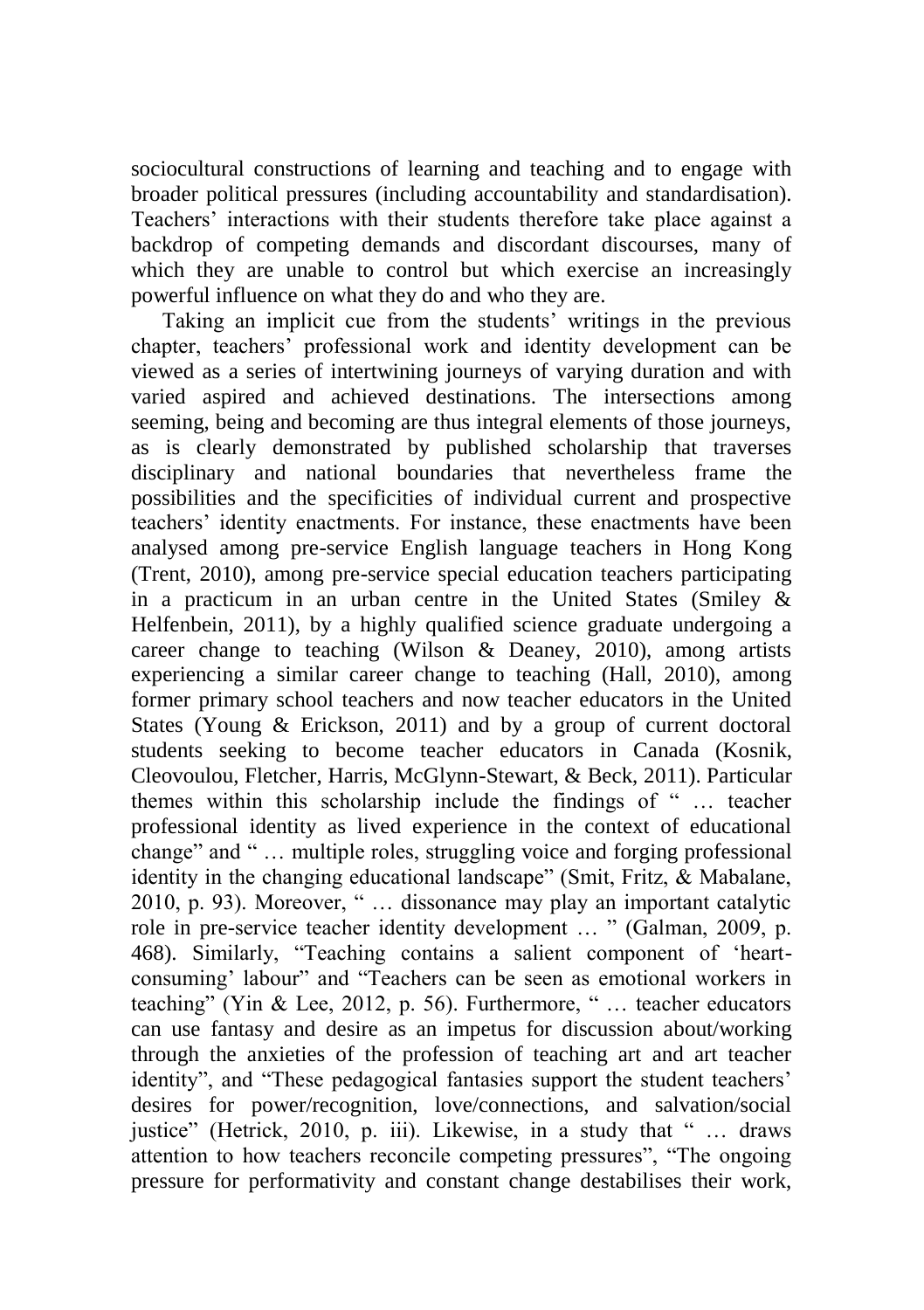sociocultural constructions of learning and teaching and to engage with broader political pressures (including accountability and standardisation). Teachers' interactions with their students therefore take place against a backdrop of competing demands and discordant discourses, many of which they are unable to control but which exercise an increasingly powerful influence on what they do and who they are.

Taking an implicit cue from the students' writings in the previous chapter, teachers' professional work and identity development can be viewed as a series of intertwining journeys of varying duration and with varied aspired and achieved destinations. The intersections among seeming, being and becoming are thus integral elements of those journeys, as is clearly demonstrated by published scholarship that traverses disciplinary and national boundaries that nevertheless frame the possibilities and the specificities of individual current and prospective teachers' identity enactments. For instance, these enactments have been analysed among pre-service English language teachers in Hong Kong (Trent, 2010), among pre-service special education teachers participating in a practicum in an urban centre in the United States (Smiley & Helfenbein, 2011), by a highly qualified science graduate undergoing a career change to teaching (Wilson & Deaney, 2010), among artists experiencing a similar career change to teaching (Hall, 2010), among former primary school teachers and now teacher educators in the United States (Young & Erickson, 2011) and by a group of current doctoral students seeking to become teacher educators in Canada (Kosnik, Cleovoulou, Fletcher, Harris, McGlynn-Stewart, & Beck, 2011). Particular themes within this scholarship include the findings of " … teacher professional identity as lived experience in the context of educational change" and " … multiple roles, struggling voice and forging professional identity in the changing educational landscape" (Smit, Fritz, & Mabalane, 2010, p. 93). Moreover, " … dissonance may play an important catalytic role in pre-service teacher identity development … " (Galman, 2009, p. 468). Similarly, "Teaching contains a salient component of 'heart-consuming' labour" and "Teachers can be seen as emotional workers in teaching" (Yin & Lee, 2012, p. 56). Furthermore, " … teacher educators can use fantasy and desire as an impetus for discussion about/working through the anxieties of the profession of teaching art and art teacher identity", and "These pedagogical fantasies support the student teachers' desires for power/recognition, love/connections, and salvation/social justice" (Hetrick, 2010, p. iii). Likewise, in a study that " … draws attention to how teachers reconcile competing pressures", "The ongoing pressure for performativity and constant change destabilises their work,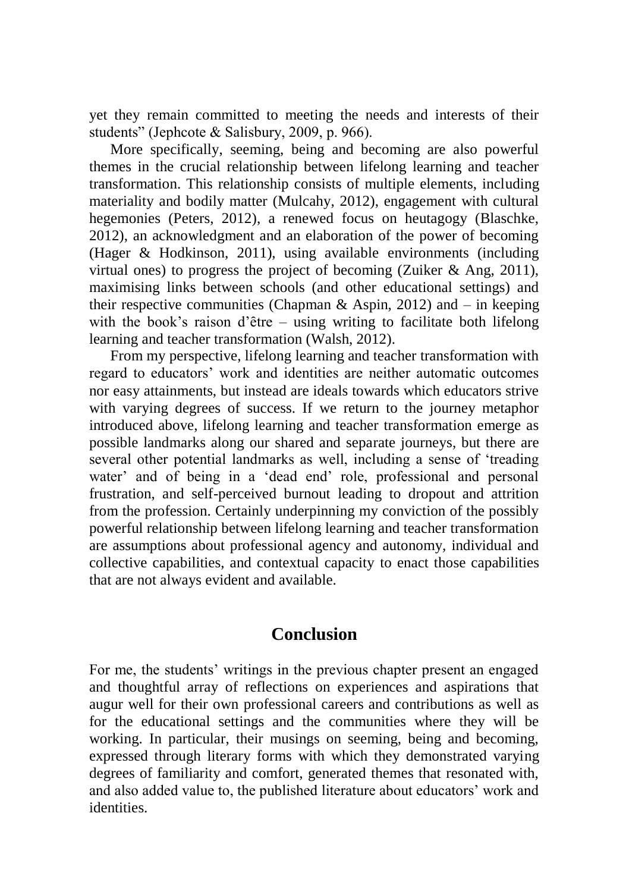yet they remain committed to meeting the needs and interests of their students" (Jephcote & Salisbury, 2009, p. 966).

More specifically, seeming, being and becoming are also powerful themes in the crucial relationship between lifelong learning and teacher transformation. This relationship consists of multiple elements, including materiality and bodily matter (Mulcahy, 2012), engagement with cultural hegemonies (Peters, 2012), a renewed focus on heutagogy (Blaschke, 2012), an acknowledgment and an elaboration of the power of becoming (Hager & Hodkinson, 2011), using available environments (including virtual ones) to progress the project of becoming (Zuiker & Ang, 2011), maximising links between schools (and other educational settings) and their respective communities (Chapman & Aspin, 2012) and – in keeping with the book's raison d'être – using writing to facilitate both lifelong learning and teacher transformation (Walsh, 2012).

From my perspective, lifelong learning and teacher transformation with regard to educators' work and identities are neither automatic outcomes nor easy attainments, but instead are ideals towards which educators strive with varying degrees of success. If we return to the journey metaphor introduced above, lifelong learning and teacher transformation emerge as possible landmarks along our shared and separate journeys, but there are several other potential landmarks as well, including a sense of 'treading water' and of being in a 'dead end' role, professional and personal frustration, and self-perceived burnout leading to dropout and attrition from the profession. Certainly underpinning my conviction of the possibly powerful relationship between lifelong learning and teacher transformation are assumptions about professional agency and autonomy, individual and collective capabilities, and contextual capacity to enact those capabilities that are not always evident and available.

## Conclusion

For me, the students' writings in the previous chapter present an engaged and thoughtful array of reflections on experiences and aspirations that augur well for their own professional careers and contributions as well as for the educational settings and the communities where they will be working. In particular, their musings on seeming, being and becoming, expressed through literary forms with which they demonstrated varying degrees of familiarity and comfort, generated themes that resonated with, and also added value to, the published literature about educators' work and identities.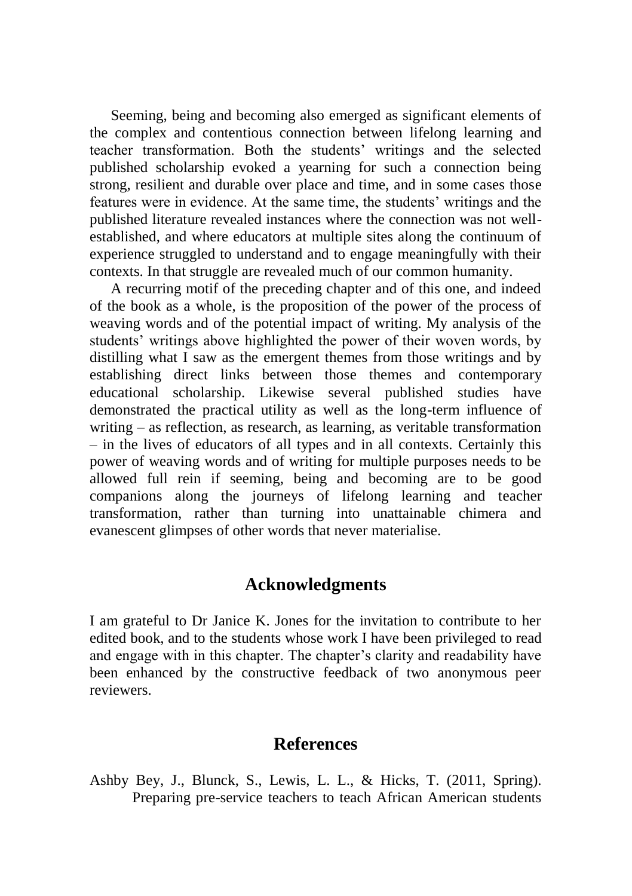Seeming, being and becoming also emerged as significant elements of the complex and contentious connection between lifelong learning and teacher transformation. Both the students' writings and the selected published scholarship evoked a yearning for such a connection being strong, resilient and durable over place and time, and in some cases those features were in evidence. At the same time, the students' writings and the published literature revealed instances where the connection was not well-established, and where educators at multiple sites along the continuum of experience struggled to understand and to engage meaningfully with their contexts. In that struggle are revealed much of our common humanity.

A recurring motif of the preceding chapter and of this one, and indeed of the book as a whole, is the proposition of the power of the process of weaving words and of the potential impact of writing. My analysis of the students' writings above highlighted the power of their woven words, by distilling what I saw as the emergent themes from those writings and by establishing direct links between those themes and contemporary educational scholarship. Likewise several published studies have demonstrated the practical utility as well as the long-term influence of writing – as reflection, as research, as learning, as veritable transformation – in the lives of educators of all types and in all contexts. Certainly this power of weaving words and of writing for multiple purposes needs to be allowed full rein if seeming, being and becoming are to be good companions along the journeys of lifelong learning and teacher transformation, rather than turning into unattainable chimera and evanescent glimpses of other words that never materialise.

## Acknowledgments

I am grateful to Dr Janice K. Jones for the invitation to contribute to her edited book, and to the students whose work I have been privileged to read and engage with in this chapter. The chapter's clarity and readability have been enhanced by the constructive feedback of two anonymous peer reviewers.

## References

Ashby Bey, J., Blunck, S., Lewis, L. L., & Hicks, T. (2011, Spring). Preparing pre-service teachers to teach African American students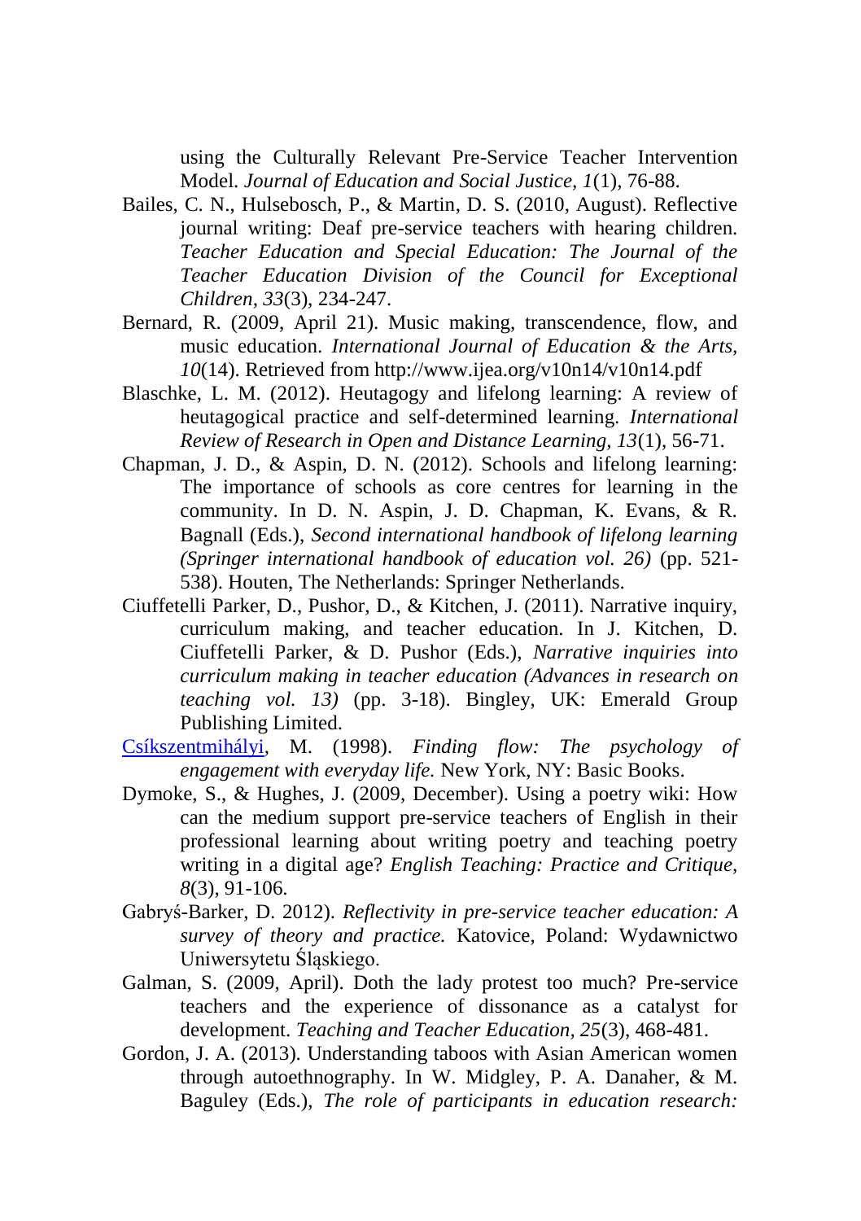using the Culturally Relevant Pre-Service Teacher Intervention Model. *Journal of Education and Social Justice, 1*(1), 76-88.

Bailes, C. N., Hulsebosch, P., & Martin, D. S. (2010, August). Reflective journal writing: Deaf pre-service teachers with hearing children. *Teacher Education and Special Education: The Journal of the Teacher Education Division of the Council for Exceptional Children, 33*(3), 234-247.

Bernard, R. (2009, April 21). Music making, transcendence, flow, and music education. *International Journal of Education & the Arts, 10*(14). Retrieved from http://www.ijea.org/v10n14/v10n14.pdf

Blaschke, L. M. (2012). Heutagogy and lifelong learning: A review of heutagogical practice and self-determined learning. *International Review of Research in Open and Distance Learning, 13*(1), 56-71.

Chapman, J. D., & Aspin, D. N. (2012). Schools and lifelong learning: The importance of schools as core centres for learning in the community. In D. N. Aspin, J. D. Chapman, K. Evans, & R. Bagnall (Eds.), *Second international handbook of lifelong learning (Springer international handbook of education vol. 26)* (pp. 521-538). Houten, The Netherlands: Springer Netherlands.

Ciuffetelli Parker, D., Pushor, D., & Kitchen, J. (2011). Narrative inquiry, curriculum making, and teacher education. In J. Kitchen, D. Ciuffetelli Parker, & D. Pushor (Eds.), *Narrative inquiries into curriculum making in teacher education (Advances in research on teaching vol. 13)* (pp. 3-18). Bingley, UK: Emerald Group Publishing Limited.

Csíkszentmihályi, M. (1998). *Finding flow: The psychology of engagement with everyday life.* New York, NY: Basic Books.

Dymoke, S., & Hughes, J. (2009, December). Using a poetry wiki: How can the medium support pre-service teachers of English in their professional learning about writing poetry and teaching poetry writing in a digital age? *English Teaching: Practice and Critique, 8*(3), 91-106.

Gabryś-Barker, D. 2012). *Reflectivity in pre-service teacher education: A survey of theory and practice.* Katovice, Poland: Wydawnictwo Uniwersytetu Śląskiego.

Galman, S. (2009, April). Doth the lady protest too much? Pre-service teachers and the experience of dissonance as a catalyst for development. *Teaching and Teacher Education, 25*(3), 468-481.

Gordon, J. A. (2013). Understanding taboos with Asian American women through autoethnography. In W. Midgley, P. A. Danaher, & M. Baguley (Eds.), *The role of participants in education research:*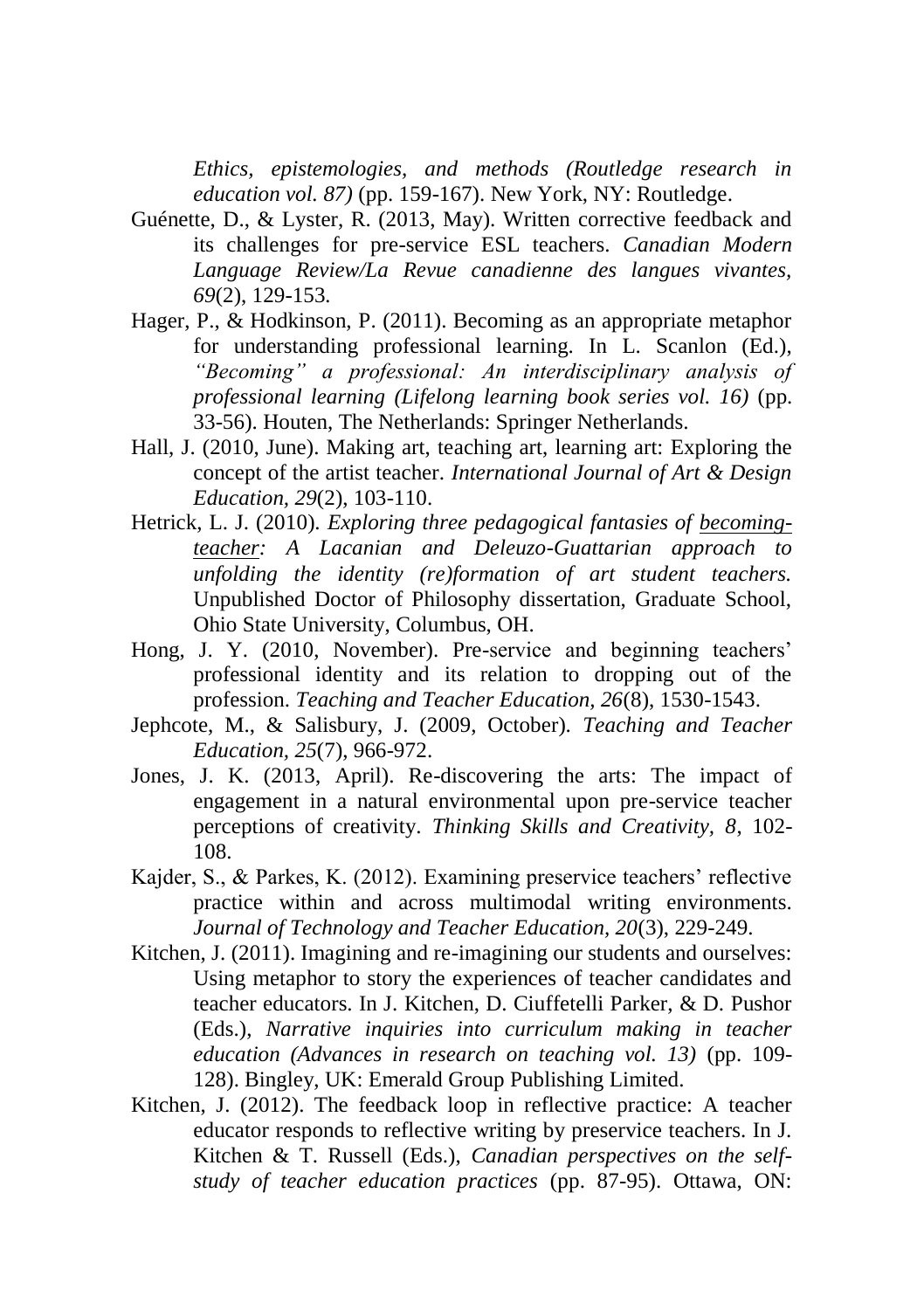*Ethics, epistemologies, and methods (Routledge research in education vol. 87)* (pp. 159-167). New York, NY: Routledge.

Guénette, D., & Lyster, R. (2013, May). Written corrective feedback and its challenges for pre-service ESL teachers. *Canadian Modern Language Review/La Revue canadienne des langues vivantes, 69*(2), 129-153.

Hager, P., & Hodkinson, P. (2011). Becoming as an appropriate metaphor for understanding professional learning. In L. Scanlon (Ed.), *"Becoming" a professional: An interdisciplinary analysis of professional learning (Lifelong learning book series vol. 16)* (pp. 33-56). Houten, The Netherlands: Springer Netherlands.

Hall, J. (2010, June). Making art, teaching art, learning art: Exploring the concept of the artist teacher. *International Journal of Art & Design Education, 29*(2), 103-110.

Hetrick, L. J. (2010). *Exploring three pedagogical fantasies of becoming-teacher: A Lacanian and Deleuzo-Guattarian approach to unfolding the identity (re)formation of art student teachers.* Unpublished Doctor of Philosophy dissertation, Graduate School, Ohio State University, Columbus, OH.

Hong, J. Y. (2010, November). Pre-service and beginning teachers' professional identity and its relation to dropping out of the profession. *Teaching and Teacher Education, 26*(8), 1530-1543.

Jephcote, M., & Salisbury, J. (2009, October). *Teaching and Teacher Education, 25*(7), 966-972.

Jones, J. K. (2013, April). Re-discovering the arts: The impact of engagement in a natural environmental upon pre-service teacher perceptions of creativity. *Thinking Skills and Creativity, 8*, 102-108.

Kajder, S., & Parkes, K. (2012). Examining preservice teachers' reflective practice within and across multimodal writing environments. *Journal of Technology and Teacher Education, 20*(3), 229-249.

Kitchen, J. (2011). Imagining and re-imagining our students and ourselves: Using metaphor to story the experiences of teacher candidates and teacher educators. In J. Kitchen, D. Ciuffetelli Parker, & D. Pushor (Eds.), *Narrative inquiries into curriculum making in teacher education (Advances in research on teaching vol. 13)* (pp. 109-128). Bingley, UK: Emerald Group Publishing Limited.

Kitchen, J. (2012). The feedback loop in reflective practice: A teacher educator responds to reflective writing by preservice teachers. In J. Kitchen & T. Russell (Eds.), *Canadian perspectives on the self-study of teacher education practices* (pp. 87-95). Ottawa, ON: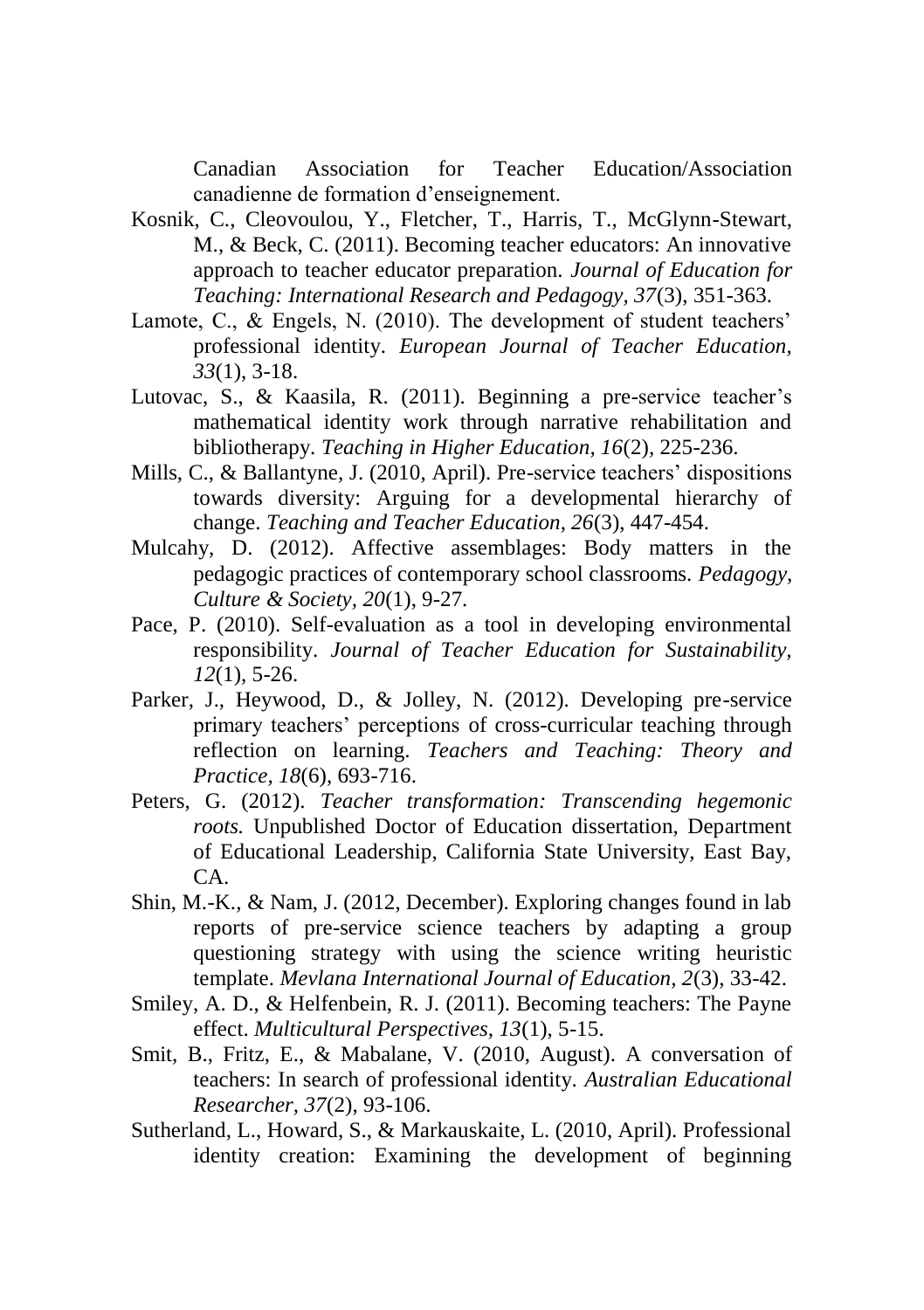Canadian Association for Teacher Education/Association canadienne de formation d'enseignement.

Kosnik, C., Cleovoulou, Y., Fletcher, T., Harris, T., McGlynn-Stewart, M., & Beck, C. (2011). Becoming teacher educators: An innovative approach to teacher educator preparation. *Journal of Education for Teaching: International Research and Pedagogy, 37*(3), 351-363.

Lamote, C., & Engels, N. (2010). The development of student teachers' professional identity. *European Journal of Teacher Education, 33*(1), 3-18.

Lutovac, S., & Kaasila, R. (2011). Beginning a pre-service teacher's mathematical identity work through narrative rehabilitation and bibliotherapy. *Teaching in Higher Education, 16*(2), 225-236.

Mills, C., & Ballantyne, J. (2010, April). Pre-service teachers' dispositions towards diversity: Arguing for a developmental hierarchy of change. *Teaching and Teacher Education, 26*(3), 447-454.

Mulcahy, D. (2012). Affective assemblages: Body matters in the pedagogic practices of contemporary school classrooms. *Pedagogy, Culture & Society, 20*(1), 9-27.

Pace, P. (2010). Self-evaluation as a tool in developing environmental responsibility. *Journal of Teacher Education for Sustainability, 12*(1), 5-26.

Parker, J., Heywood, D., & Jolley, N. (2012). Developing pre-service primary teachers' perceptions of cross-curricular teaching through reflection on learning. *Teachers and Teaching: Theory and Practice, 18*(6), 693-716.

Peters, G. (2012). *Teacher transformation: Transcending hegemonic roots.* Unpublished Doctor of Education dissertation, Department of Educational Leadership, California State University, East Bay, CA.

Shin, M.-K., & Nam, J. (2012, December). Exploring changes found in lab reports of pre-service science teachers by adapting a group questioning strategy with using the science writing heuristic template. *Mevlana International Journal of Education, 2*(3), 33-42.

Smiley, A. D., & Helfenbein, R. J. (2011). Becoming teachers: The Payne effect. *Multicultural Perspectives, 13*(1), 5-15.

Smit, B., Fritz, E., & Mabalane, V. (2010, August). A conversation of teachers: In search of professional identity. *Australian Educational Researcher, 37*(2), 93-106.

Sutherland, L., Howard, S., & Markauskaite, L. (2010, April). Professional identity creation: Examining the development of beginning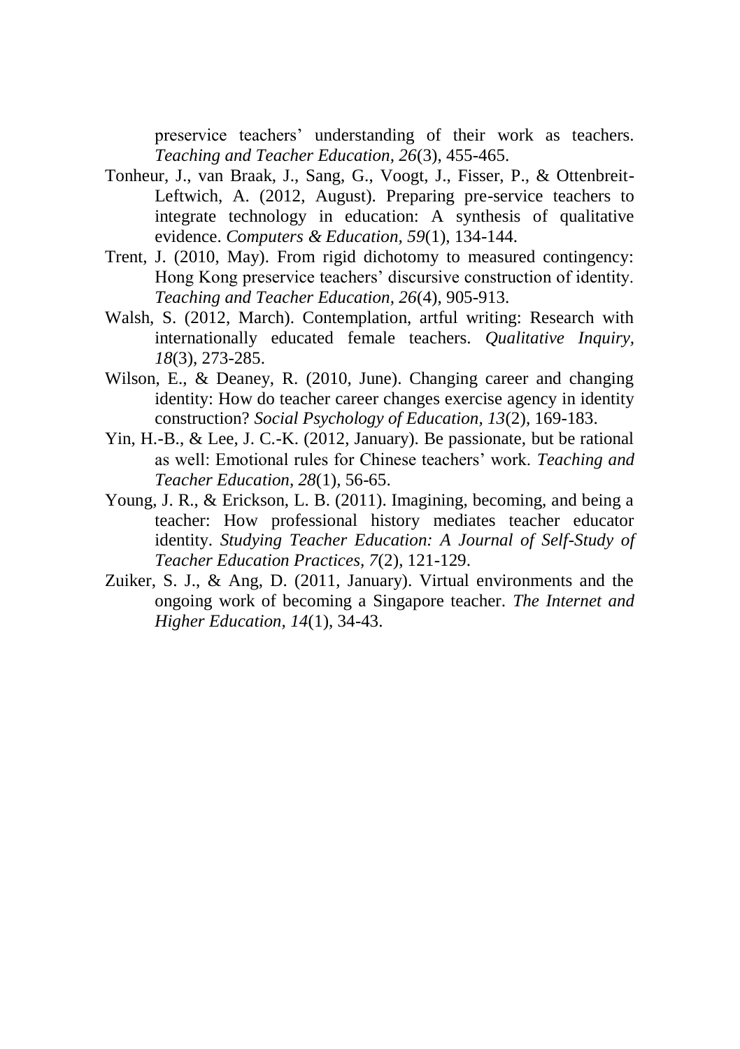preservice teachers' understanding of their work as teachers. *Teaching and Teacher Education, 26*(3), 455-465.

Tonheur, J., van Braak, J., Sang, G., Voogt, J., Fisser, P., & Ottenbreit-Leftwich, A. (2012, August). Preparing pre-service teachers to integrate technology in education: A synthesis of qualitative evidence. *Computers & Education, 59*(1), 134-144.

Trent, J. (2010, May). From rigid dichotomy to measured contingency: Hong Kong preservice teachers' discursive construction of identity. *Teaching and Teacher Education, 26*(4), 905-913.

Walsh, S. (2012, March). Contemplation, artful writing: Research with internationally educated female teachers. *Qualitative Inquiry, 18*(3), 273-285.

Wilson, E., & Deaney, R. (2010, June). Changing career and changing identity: How do teacher career changes exercise agency in identity construction? *Social Psychology of Education, 13*(2), 169-183.

Yin, H.-B., & Lee, J. C.-K. (2012, January). Be passionate, but be rational as well: Emotional rules for Chinese teachers' work. *Teaching and Teacher Education, 28*(1), 56-65.

Young, J. R., & Erickson, L. B. (2011). Imagining, becoming, and being a teacher: How professional history mediates teacher educator identity. *Studying Teacher Education: A Journal of Self-Study of Teacher Education Practices, 7*(2), 121-129.

Zuiker, S. J., & Ang, D. (2011, January). Virtual environments and the ongoing work of becoming a Singapore teacher. *The Internet and Higher Education, 14*(1), 34-43.